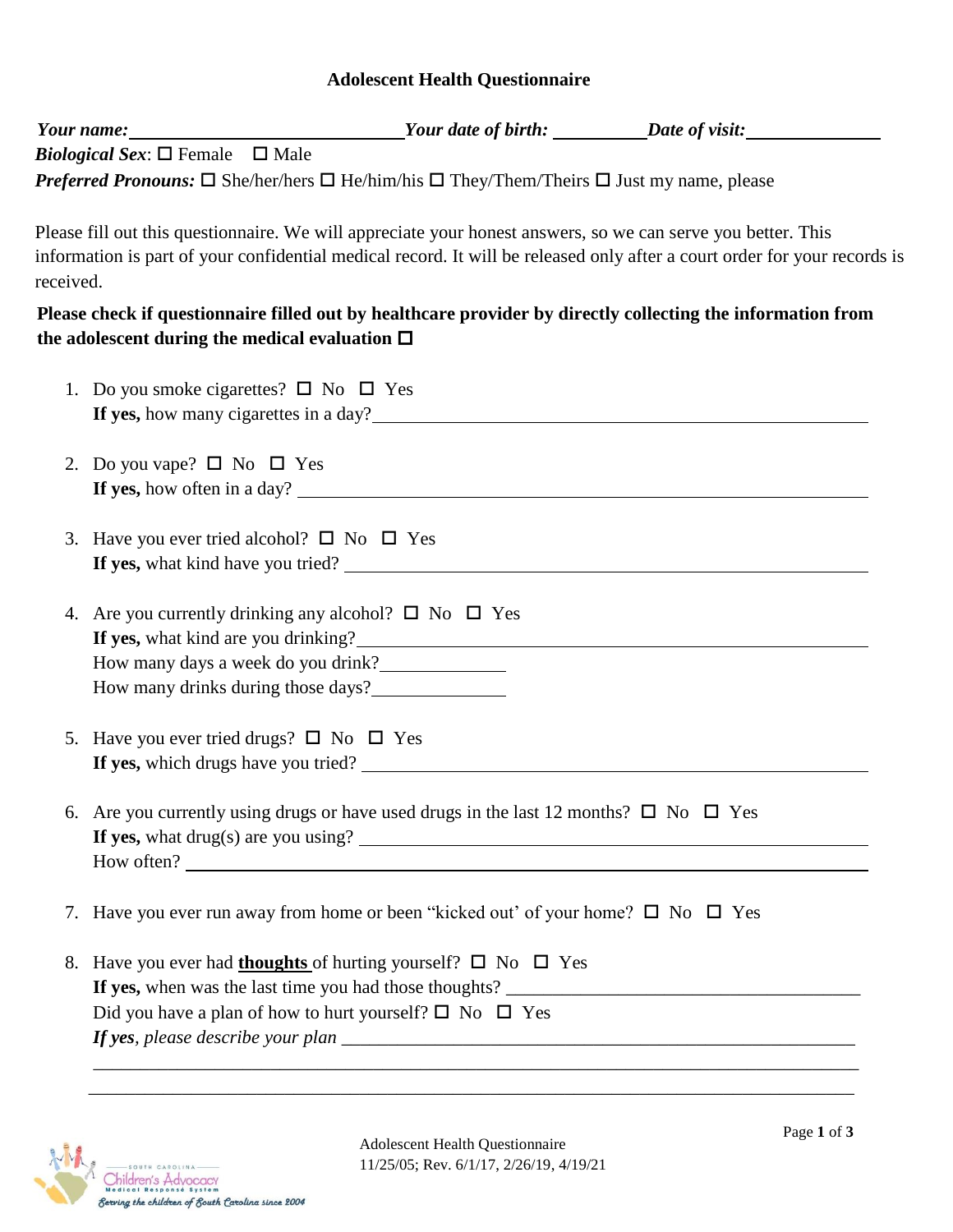# Adolescent Health Questionnaire

***Your name:*** ______________________________ ***Your date of birth:*** __________ ***Date of visit:*** ______________

***Biological Sex***: ☐ Female ☐ Male

***Preferred Pronouns:*** ☐ She/her/hers ☐ He/him/his ☐ They/Them/Theirs ☐ Just my name, please

Please fill out this questionnaire. We will appreciate your honest answers, so we can serve you better. This information is part of your confidential medical record. It will be released only after a court order for your records is received.

**Please check if questionnaire filled out by healthcare provider by directly collecting the information from the adolescent during the medical evaluation ☐**

1. Do you smoke cigarettes? ☐ No ☐ Yes
   **If yes,** how many cigarettes in a day? ____________________________________________

2. Do you vape? ☐ No ☐ Yes
   **If yes,** how often in a day? ____________________________________________

3. Have you ever tried alcohol? ☐ No ☐ Yes
   **If yes,** what kind have you tried? ____________________________________________

4. Are you currently drinking any alcohol? ☐ No ☐ Yes
   **If yes,** what kind are you drinking? ____________________________________________
   How many days a week do you drink? ______________
   How many drinks during those days? ______________

5. Have you ever tried drugs? ☐ No ☐ Yes
   **If yes,** which drugs have you tried? ____________________________________________

6. Are you currently using drugs or have used drugs in the last 12 months? ☐ No ☐ Yes
   **If yes,** what drug(s) are you using? ____________________________________________
   How often? ____________________________________________

7. Have you ever run away from home or been "kicked out' of your home? ☐ No ☐ Yes

8. Have you ever had **<u>thoughts</u>** of hurting yourself? ☐ No ☐ Yes
   **If yes,** when was the last time you had those thoughts? ______________________________
   Did you have a plan of how to hurt yourself? ☐ No ☐ Yes
   ***If yes****, please describe your plan* ____________________________________________
   ____________________________________________________________________________
   ____________________________________________________________________________

Adolescent Health Questionnaire
11/25/05; Rev. 6/1/17, 2/26/19, 4/19/21

South Carolina Children's Advocacy Medical Response System
Serving the children of South Carolina since 2004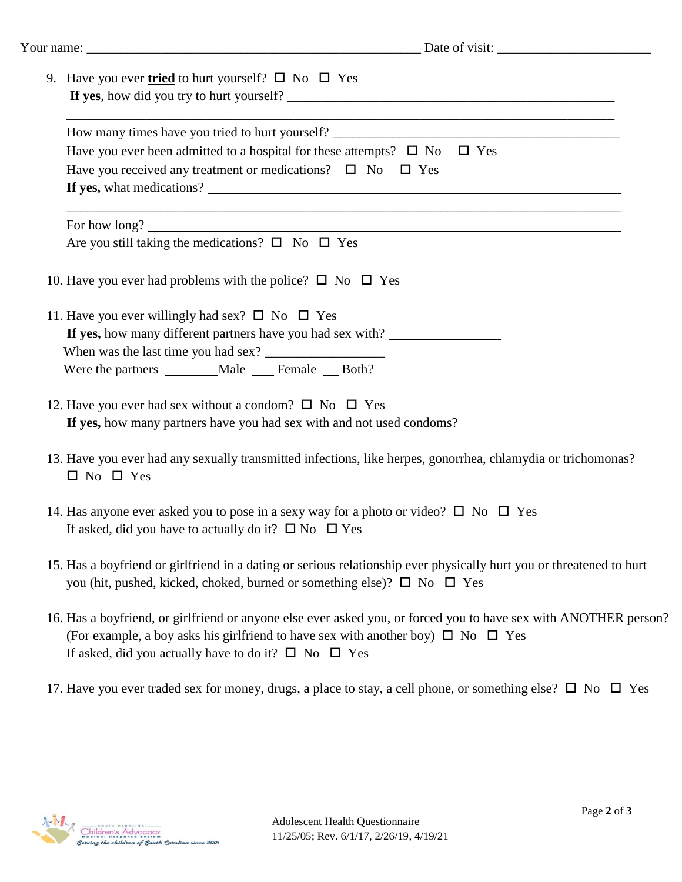Your name: ______________________________________________ Date of visit: ______________________

9. Have you ever **tried** to hurt yourself? ☐ No ☐ Yes
   **If yes**, how did you try to hurt yourself? ____________________________________________
   _______________________________________________________________________________
   How many times have you tried to hurt yourself? ______________________________________
   Have you ever been admitted to a hospital for these attempts? ☐ No ☐ Yes
   Have you received any treatment or medications? ☐ No ☐ Yes
   **If yes,** what medications? _______________________________________________________
   _______________________________________________________________________________
   For how long? _________________________________________________________________
   Are you still taking the medications? ☐ No ☐ Yes

10. Have you ever had problems with the police? ☐ No ☐ Yes

11. Have you ever willingly had sex? ☐ No ☐ Yes
    **If yes,** how many different partners have you had sex with? ______________
    When was the last time you had sex? ______________
    Were the partners ________Male ___ Female __ Both?

12. Have you ever had sex without a condom? ☐ No ☐ Yes
    **If yes,** how many partners have you had sex with and not used condoms? ____________________

13. Have you ever had any sexually transmitted infections, like herpes, gonorrhea, chlamydia or trichomonas?
    ☐ No ☐ Yes

14. Has anyone ever asked you to pose in a sexy way for a photo or video? ☐ No ☐ Yes
    If asked, did you have to actually do it? ☐ No ☐ Yes

15. Has a boyfriend or girlfriend in a dating or serious relationship ever physically hurt you or threatened to hurt you (hit, pushed, kicked, choked, burned or something else)? ☐ No ☐ Yes

16. Has a boyfriend, or girlfriend or anyone else ever asked you, or forced you to have sex with ANOTHER person? (For example, a boy asks his girlfriend to have sex with another boy) ☐ No ☐ Yes
    If asked, did you actually have to do it? ☐ No ☐ Yes

17. Have you ever traded sex for money, drugs, a place to stay, a cell phone, or something else? ☐ No ☐ Yes

Adolescent Health Questionnaire
11/25/05; Rev. 6/1/17, 2/26/19, 4/19/21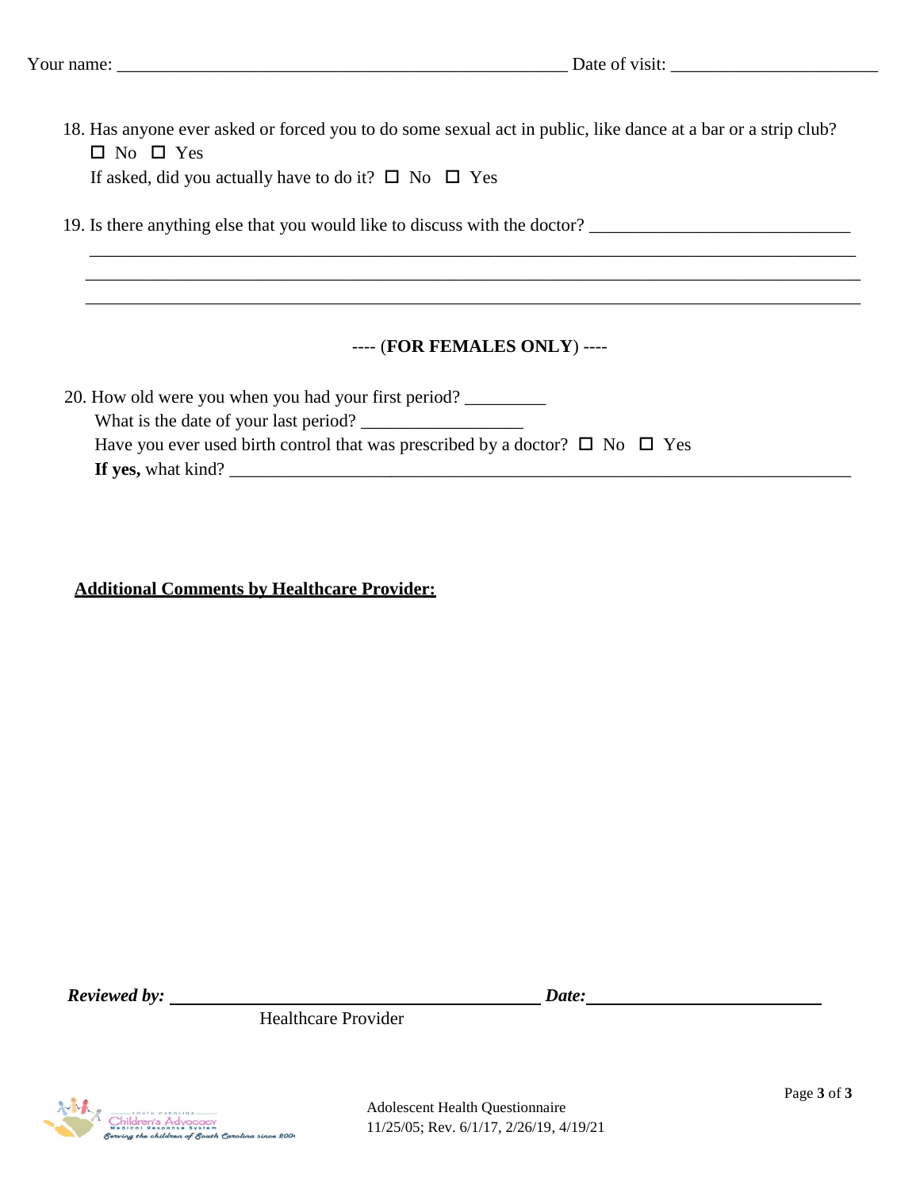Your name: ____________________________________________________ Date of visit: _______________________

18. Has anyone ever asked or forced you to do some sexual act in public, like dance at a bar or a strip club?
 ☐ No ☐ Yes
 If asked, did you actually have to do it? ☐ No ☐ Yes

19. Is there anything else that you would like to discuss with the doctor? _____________________________
 ________________________________________________________________________________________
 ________________________________________________________________________________________
 ________________________________________________________________________________________

---- (**FOR FEMALES ONLY**) ----

20. How old were you when you had your first period? _________
 What is the date of your last period? __________________
 Have you ever used birth control that was prescribed by a doctor? ☐ No ☐ Yes
 **If yes,** what kind? _______________________________________________________________________

**Additional Comments by Healthcare Provider:**

***Reviewed by:*** ________________________________________ ***Date:*** __________________________
 Healthcare Provider

South Carolina Children's Advocacy Medical Response System
Serving the children of South Carolina since 2004

Adolescent Health Questionnaire
11/25/05; Rev. 6/1/17, 2/26/19, 4/19/21